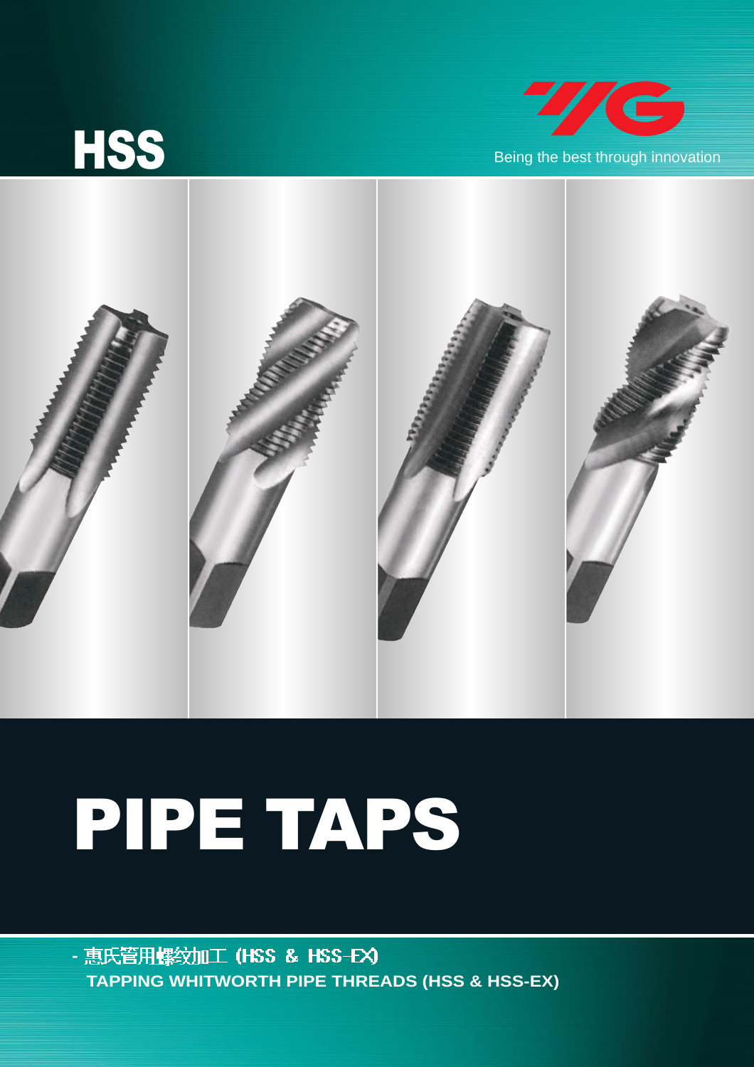# HSS

YG

Being the best through innovation

# PIPE TAPS

- 惠氏管用螺纹加工 (HSS & HSS-EX)

**TAPPING WHITWORTH PIPE THREADS (HSS & HSS-EX)**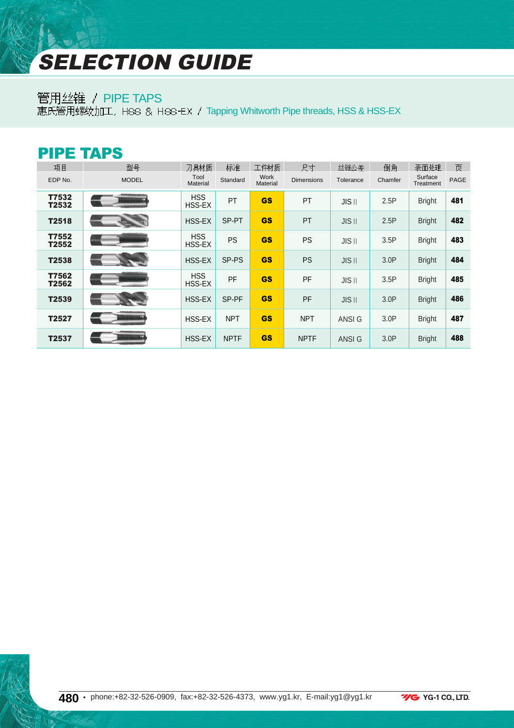# SELECTION GUIDE

管用丝锥 / PIPE TAPS

惠氏管用螺纹加工, HSS & HSS-EX / Tapping Whitworth Pipe threads, HSS & HSS-EX

## PIPE TAPS

| 项目 EDP No. | 型号 MODEL | 刀具材质 Tool Material | 标准 Standard | 工件材质 Work Material | 尺寸 Dimensions | 丝锥公差 Tolerance | 倒角 Chamfer | 表面处理 Surface Treatment | 页 PAGE |
|---|---|---|---|---|---|---|---|---|---|
| **T7532 T2532** | | HSS HSS-EX | PT | **GS** | PT | JIS II | 2.5P | Bright | **481** |
| **T2518** | | HSS-EX | SP-PT | **GS** | PT | JIS II | 2.5P | Bright | **482** |
| **T7552 T2552** | | HSS HSS-EX | PS | **GS** | PS | JIS II | 3.5P | Bright | **483** |
| **T2538** | | HSS-EX | SP-PS | **GS** | PS | JIS II | 3.0P | Bright | **484** |
| **T7562 T2562** | | HSS HSS-EX | PF | **GS** | PF | JIS II | 3.5P | Bright | **485** |
| **T2539** | | HSS-EX | SP-PF | **GS** | PF | JIS II | 3.0P | Bright | **486** |
| **T2527** | | HSS-EX | NPT | **GS** | NPT | ANSI G | 3.0P | Bright | **487** |
| **T2537** | | HSS-EX | NPTF | **GS** | NPTF | ANSI G | 3.0P | Bright | **488** |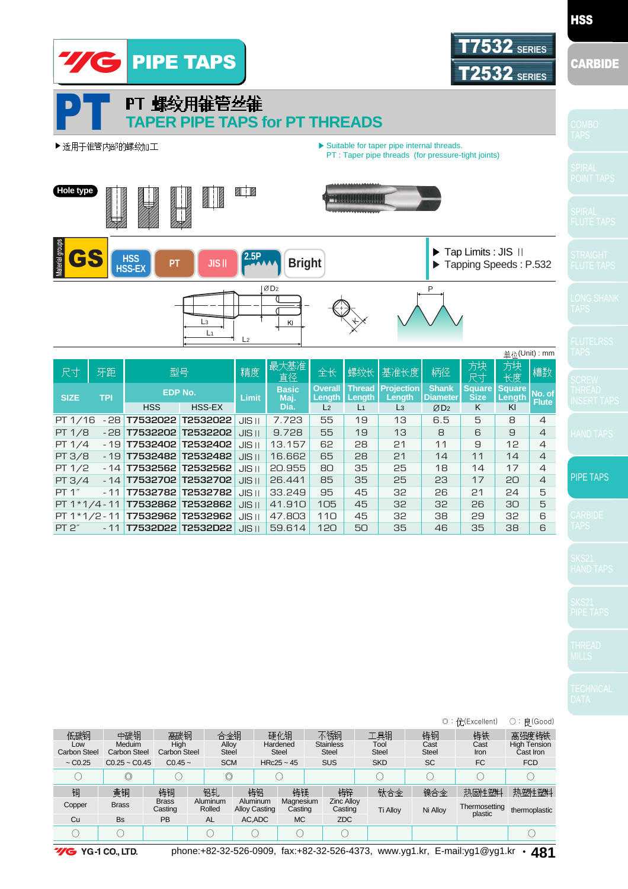# PIPE TAPS

**T7532 SERIES**
**T2532 SERIES**

# PT PT 螺纹用锥管丝锥
## TAPER PIPE TAPS for PT THREADS

▶适用于锥管内部的螺纹加工

▶ Suitable for taper pipe internal threads.
PT : Taper pipe threads (for pressure-tight joints)

Hole type

Material groups: GS | HSS HSS-EX | PT | JIS II | 2.5P | Bright

▶ Tap Limits : JIS II
▶ Tapping Speeds : P.532

单位(Unit) : mm

| 尺寸 SIZE | 牙距 TPI | 型号 EDP No. HSS | HSS-EX | 精度 Limit | 最大基准直径 Basic Maj. Dia. | 全长 Overall Length L2 | 螺纹长 Thread Length L1 | 基准长度 Projection Length L3 | 柄径 Shank Diameter ØD2 | 方块尺寸 Square Size K | 方块长度 Square Length Kl | 槽数 No. of Flute |
|---|---|---|---|---|---|---|---|---|---|---|---|---|
| PT 1/16 | -28 | T7532022 | T2532022 | JIS II | 7.723 | 55 | 19 | 13 | 6.5 | 5 | 8 | 4 |
| PT 1/8 | -28 | T7532202 | T2532202 | JIS II | 9.728 | 55 | 19 | 13 | 8 | 6 | 9 | 4 |
| PT 1/4 | -19 | T7532402 | T2532402 | JIS II | 13.157 | 62 | 28 | 21 | 11 | 9 | 12 | 4 |
| PT 3/8 | -19 | T7532482 | T2532482 | JIS II | 16.662 | 65 | 28 | 21 | 14 | 11 | 14 | 4 |
| PT 1/2 | -14 | T7532562 | T2532562 | JIS II | 20.955 | 80 | 35 | 25 | 18 | 14 | 17 | 4 |
| PT 3/4 | -14 | T7532702 | T2532702 | JIS II | 26.441 | 85 | 35 | 25 | 23 | 17 | 20 | 4 |
| PT 1" | -11 | T7532782 | T2532782 | JIS II | 33.249 | 95 | 45 | 32 | 26 | 21 | 24 | 5 |
| PT 1*1/4 | -11 | T7532862 | T2532862 | JIS II | 41.910 | 105 | 45 | 32 | 32 | 26 | 30 | 5 |
| PT 1*1/2 | -11 | T7532962 | T2532962 | JIS II | 47.803 | 110 | 45 | 32 | 38 | 29 | 32 | 6 |
| PT 2" | -11 | T7532D22 | T2532D22 | JIS II | 59.614 | 120 | 50 | 35 | 46 | 35 | 38 | 6 |

◎ : 优(Excellent) ○ : 良(Good)

| 低碳钢 Low Carbon Steel ~C0.25 | 中碳钢 Meduim Carbon Steel C0.25 ~ C0.45 | 高碳钢 High Carbon Steel C0.45 ~ | 合金钢 Alloy Steel SCM | 硬化钢 Hardened Steel HRc25 ~ 45 | 不锈钢 Stainless Steel SUS | 工具钢 Tool Steel SKD | 铸钢 Cast Steel SC | 铸铁 Cast Iron FC | 高强度铸铁 High Tension Cast Iron FCD |
|---|---|---|---|---|---|---|---|---|---|
| ○ | ◎ | ○ | ◎ | ○ | | ○ | ○ | ○ | ○ |

| 铜 Copper Cu | 黄铜 Brass Bs | 铸铜 Brass Casting PB | 铝轧 Aluminum Rolled AL | 铸铝 Aluminum Alloy Casting AC,ADC | 铸镁 Magnesium Casting MC | 铸锌 Zinc Alloy Casting ZDC | 钛合金 Ti Alloy | 镍合金 Ni Alloy | 热固性塑料 Thermosetting plastic | 热塑性塑料 thermoplastic |
|---|---|---|---|---|---|---|---|---|---|---|
| ○ | ○ | | ○ | ○ | ○ | ○ | | | | ○ |

YG-1 CO., LTD. phone:+82-32-526-0909, fax:+82-32-526-4373, www.yg1.kr, E-mail:yg1@yg1.kr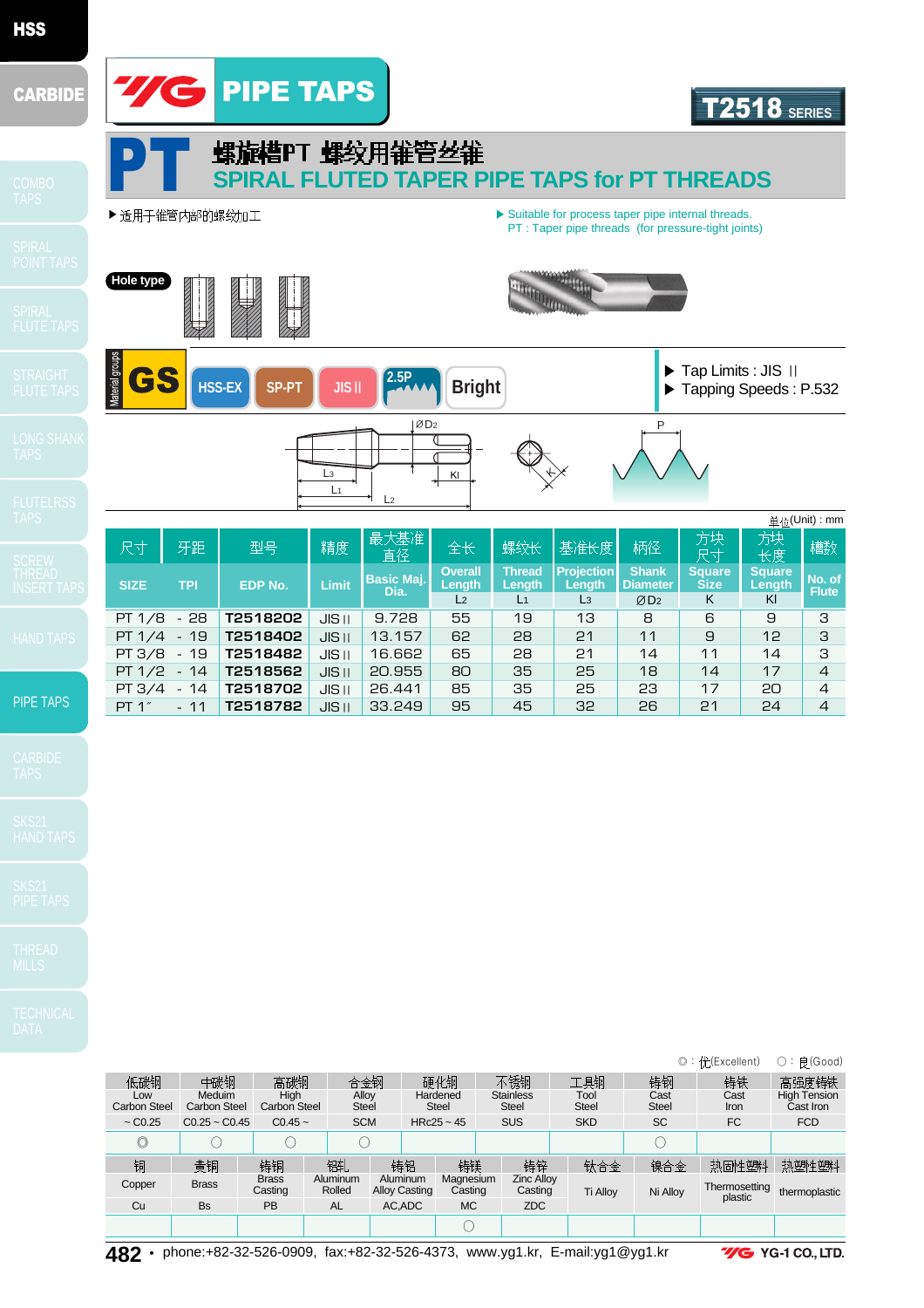# YG PIPE TAPS

**T2518 SERIES**

# PT 螺旋槽PT 螺纹用锥管丝锥

## SPIRAL FLUTED TAPER PIPE TAPS for PT THREADS

▶ 适用于锥管内部的螺纹加工

▶ Suitable for process taper pipe internal threads.
PT : Taper pipe threads (for pressure-tight joints)

Hole type

Material groups: GS | HSS-EX | SP-PT | JIS II | 2.5P | Bright

▶ Tap Limits : JIS II
▶ Tapping Speeds : P.532

单位(Unit) : mm

| 尺寸 SIZE | 牙距 TPI | 型号 EDP No. | 精度 Limit | 最大基准直径 Basic Maj. Dia. | 全长 Overall Length $L_2$ | 螺纹长 Thread Length $L_1$ | 基准长度 Projection Length $L_3$ | 柄径 Shank Diameter ØD2 | 方块尺寸 Square Size K | 方块长度 Square Length Kl | 槽数 No. of Flute |
|---|---|---|---|---|---|---|---|---|---|---|---|
| PT 1/8 | - 28 | T2518202 | JIS II | 9.728 | 55 | 19 | 13 | 8 | 6 | 9 | 3 |
| PT 1/4 | - 19 | T2518402 | JIS II | 13.157 | 62 | 28 | 21 | 11 | 9 | 12 | 3 |
| PT 3/8 | - 19 | T2518482 | JIS II | 16.662 | 65 | 28 | 21 | 14 | 11 | 14 | 3 |
| PT 1/2 | - 14 | T2518562 | JIS II | 20.955 | 80 | 35 | 25 | 18 | 14 | 17 | 4 |
| PT 3/4 | - 14 | T2518702 | JIS II | 26.441 | 85 | 35 | 25 | 23 | 17 | 20 | 4 |
| PT 1" | - 11 | T2518782 | JIS II | 33.249 | 95 | 45 | 32 | 26 | 21 | 24 | 4 |

◎ : 优(Excellent)  ○ : 良(Good)

| 低碳钢 Low Carbon Steel ~ C0.25 | 中碳钢 Meduim Carbon Steel C0.25 ~ C0.45 | 高碳钢 High Carbon Steel C0.45 ~ | 合金钢 Alloy Steel SCM | 硬化钢 Hardened Steel HRc25 ~ 45 | 不锈钢 Stainless Steel SUS | 工具钢 Tool Steel SKD | 铸钢 Cast Steel SC | 铸铁 Cast Iron FC | 高强度铸铁 High Tension Cast Iron FCD |
|---|---|---|---|---|---|---|---|---|---|
| ◎ | ○ | ○ | ○ | | | | ○ | | |

| 铜 Copper Cu | 黄铜 Brass Bs | 铸铜 Brass Casting PB | 铝轧 Aluminum Rolled AL | 铸铝 Aluminum Alloy Casting AC,ADC | 铸镁 Magnesium Casting MC | 铸锌 Zinc Alloy Casting ZDC | 钛合金 Ti Alloy | 镍合金 Ni Alloy | 热固性塑料 Thermosetting plastic | 热塑性塑料 thermoplastic |
|---|---|---|---|---|---|---|---|---|---|---|
| | | | | | ○ | | | | | |

phone:+82-32-526-0909, fax:+82-32-526-4373, www.yg1.kr, E-mail:yg1@yg1.kr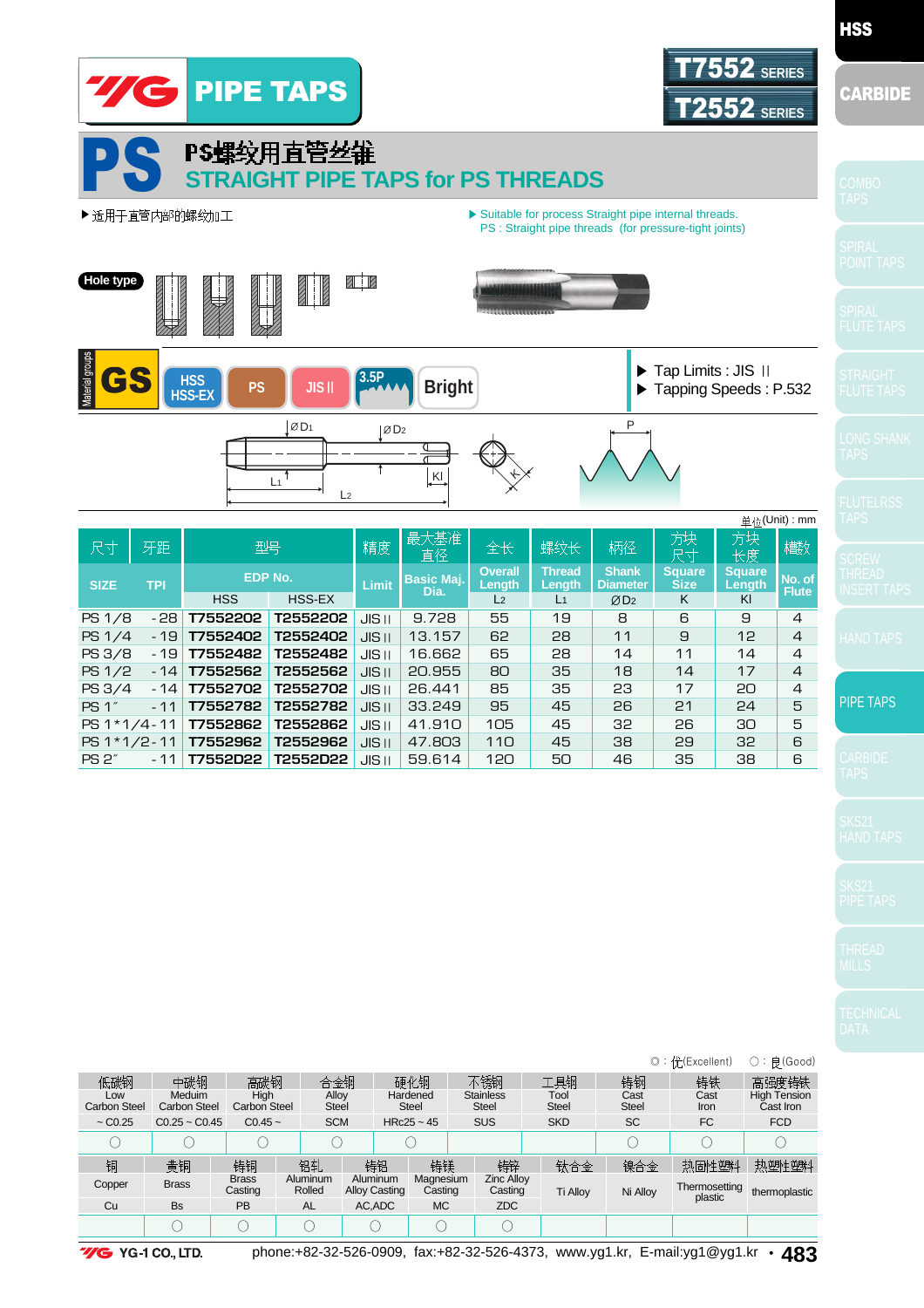# PIPE TAPS

**T7552 SERIES**
**T2552 SERIES**

## PS PS螺纹用直管丝锥
## STRAIGHT PIPE TAPS for PS THREADS

▶适用于直管内部的螺纹加工

▶ Suitable for process Straight pipe internal threads.
PS : Straight pipe threads (for pressure-tight joints)

Hole type

Material groups: GS | HSS HSS-EX | PS | JIS II | 3.5P | Bright

▶ Tap Limits : JIS II
▶ Tapping Speeds : P.532

单位(Unit) : mm

| 尺寸 SIZE | 牙距 TPI | 型号 EDP No. HSS | 型号 EDP No. HSS-EX | 精度 Limit | 最大基准直径 Basic Maj. Dia. | 全长 Overall Length L2 | 螺纹长 Thread Length L1 | 柄径 Shank Diameter ØD2 | 方块尺寸 Square Size K | 方块长度 Square Length Kl | 槽数 No. of Flute |
|---|---|---|---|---|---|---|---|---|---|---|---|
| PS 1/8 | -28 | T7552202 | T2552202 | JIS II | 9.728 | 55 | 19 | 8 | 6 | 9 | 4 |
| PS 1/4 | -19 | T7552402 | T2552402 | JIS II | 13.157 | 62 | 28 | 11 | 9 | 12 | 4 |
| PS 3/8 | -19 | T7552482 | T2552482 | JIS II | 16.662 | 65 | 28 | 14 | 11 | 14 | 4 |
| PS 1/2 | -14 | T7552562 | T2552562 | JIS II | 20.955 | 80 | 35 | 18 | 14 | 17 | 4 |
| PS 3/4 | -14 | T7552702 | T2552702 | JIS II | 26.441 | 85 | 35 | 23 | 17 | 20 | 4 |
| PS 1″ | -11 | T7552782 | T2552782 | JIS II | 33.249 | 95 | 45 | 26 | 21 | 24 | 5 |
| PS 1*1/4 | -11 | T7552862 | T2552862 | JIS II | 41.910 | 105 | 45 | 32 | 26 | 30 | 5 |
| PS 1*1/2 | -11 | T7552962 | T2552962 | JIS II | 47.803 | 110 | 45 | 38 | 29 | 32 | 6 |
| PS 2″ | -11 | T7552D22 | T2552D22 | JIS II | 59.614 | 120 | 50 | 46 | 35 | 38 | 6 |

◎ : 优(Excellent) ○ : 良(Good)

| 低碳钢 Low Carbon Steel | 中碳钢 Meduim Carbon Steel | 高碳钢 High Carbon Steel | 合金钢 Alloy Steel | 硬化钢 Hardened Steel | 不锈钢 Stainless Steel | 工具钢 Tool Steel | 铸钢 Cast Steel | 铸铁 Cast Iron | 高强度铸铁 High Tension Cast Iron |
|---|---|---|---|---|---|---|---|---|---|
| ~ C0.25 | C0.25 ~ C0.45 | C0.45 ~ | SCM | HRc25 ~ 45 | SUS | SKD | SC | FC | FCD |
| ○ | ○ | ○ | ○ | ○ | | | ○ | ○ | ○ |

| 铜 Copper | 黄铜 Brass | 铸铜 Brass Casting | 铝轧 Aluminum Rolled | 铸铝 Aluminum Alloy Casting | 铸镁 Magnesium Casting | 铸锌 Zinc Alloy Casting | 钛合金 Ti Alloy | 镍合金 Ni Alloy | 热固性塑料 Thermosetting plastic | 热塑性塑料 thermoplastic |
|---|---|---|---|---|---|---|---|---|---|---|
| Cu | Bs | PB | AL | AC,ADC | MC | ZDC | | | | |
| | ○ | ○ | ○ | ○ | ○ | ○ | | | | |

YG-1 CO., LTD. phone:+82-32-526-0909, fax:+82-32-526-4373, www.yg1.kr, E-mail:yg1@yg1.kr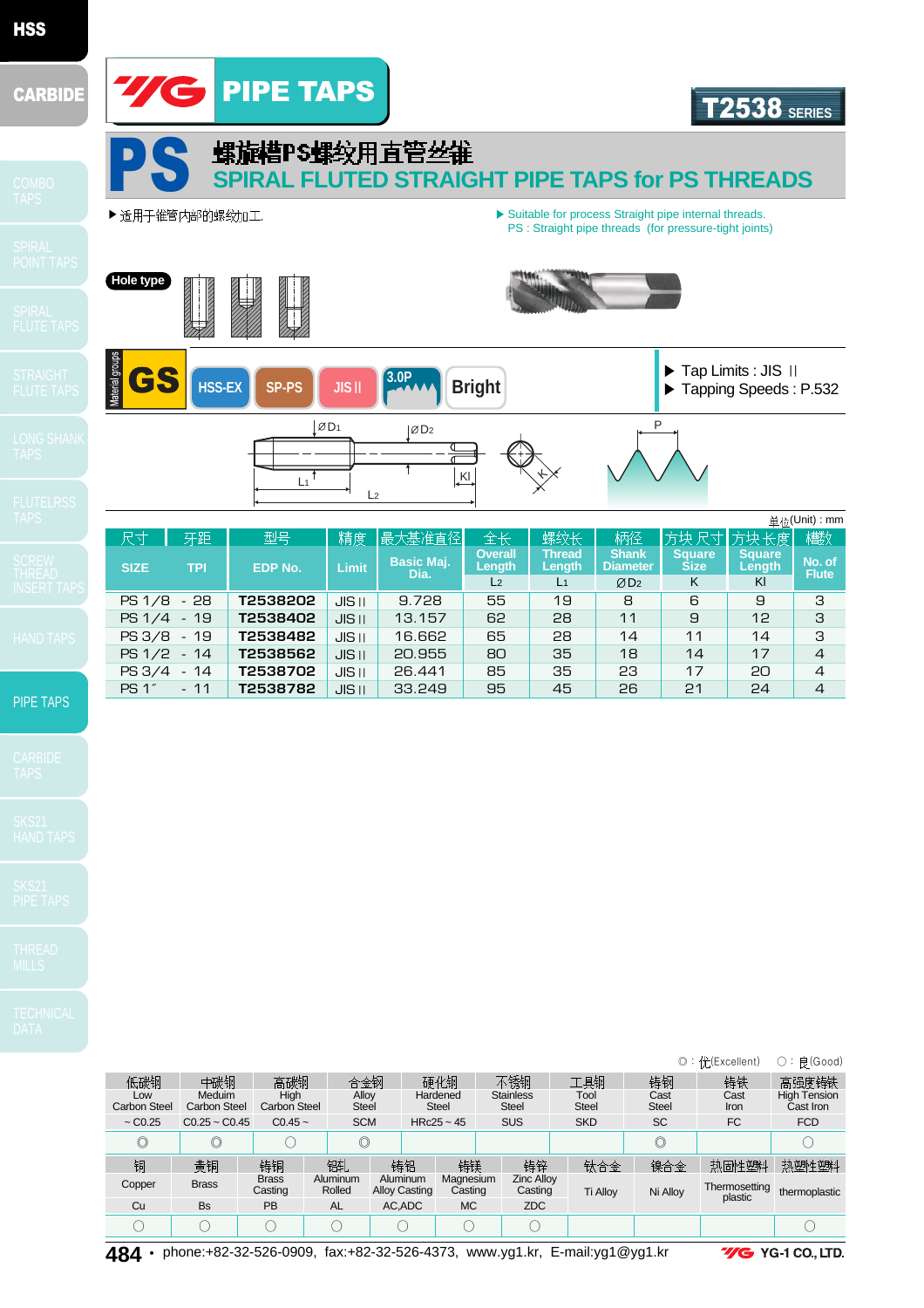# PIPE TAPS

**T2538 SERIES**

## PS 螺旋槽PS螺纹用直管丝锥
## SPIRAL FLUTED STRAIGHT PIPE TAPS for PS THREADS

▶ 适用于催管内部的螺纹加工.

▶ Suitable for process Straight pipe internal threads.
PS : Straight pipe threads (for pressure-tight joints)

Hole type

Material groups: GS | HSS-EX | SP-PS | JIS II | 3.0P | Bright

▶ Tap Limits : JIS II
▶ Tapping Speeds : P.532

单位(Unit) : mm

| 尺寸 SIZE | 牙距 TPI | 型号 EDP No. | 精度 Limit | 最大基准直径 Basic Maj. Dia. | 全长 Overall Length L2 | 螺纹长 Thread Length L1 | 柄径 Shank Diameter ØD2 | 方块尺寸 Square Size K | 方块长度 Square Length Kl | 槽数 No. of Flute |
|---|---|---|---|---|---|---|---|---|---|---|
| PS 1/8 | - 28 | T2538202 | JIS II | 9.728 | 55 | 19 | 8 | 6 | 9 | 3 |
| PS 1/4 | - 19 | T2538402 | JIS II | 13.157 | 62 | 28 | 11 | 9 | 12 | 3 |
| PS 3/8 | - 19 | T2538482 | JIS II | 16.662 | 65 | 28 | 14 | 11 | 14 | 3 |
| PS 1/2 | - 14 | T2538562 | JIS II | 20.955 | 80 | 35 | 18 | 14 | 17 | 4 |
| PS 3/4 | - 14 | T2538702 | JIS II | 26.441 | 85 | 35 | 23 | 17 | 20 | 4 |
| PS 1˝ | - 11 | T2538782 | JIS II | 33.249 | 95 | 45 | 26 | 21 | 24 | 4 |

◎ : 优(Excellent)　○ : 良(Good)

| 低碳钢 Low Carbon Steel ~ C0.25 | 中碳钢 Meduim Carbon Steel C0.25 ~ C0.45 | 高碳钢 High Carbon Steel C0.45 ~ | 合金钢 Alloy Steel SCM | 硬化钢 Hardened Steel HRc25 ~ 45 | 不锈钢 Stainless Steel SUS | 工具钢 Tool Steel SKD | 铸钢 Cast Steel SC | 铸铁 Cast Iron FC | 高强度铸铁 High Tension Cast Iron FCD |
|---|---|---|---|---|---|---|---|---|---|
| ◎ | ◎ | ○ | ◎ | | | | ◎ | | ○ |

| 铜 Copper Cu | 黄铜 Brass Bs | 铸铜 Brass Casting PB | 铝轧 Aluminum Rolled AL | 铸铝 Aluminum Alloy Casting AC,ADC | 铸镁 Magnesium Casting MC | 铸锌 Zinc Alloy Casting ZDC | 钛合金 Ti Alloy | 镍合金 Ni Alloy | 热固性塑料 Thermosetting plastic | 热塑性塑料 thermoplastic |
|---|---|---|---|---|---|---|---|---|---|---|
| ○ | ○ | ○ | ○ | ○ | ○ | ○ | | | | ○ |

phone:+82-32-526-0909, fax:+82-32-526-4373, www.yg1.kr, E-mail:yg1@yg1.kr　YG-1 CO., LTD.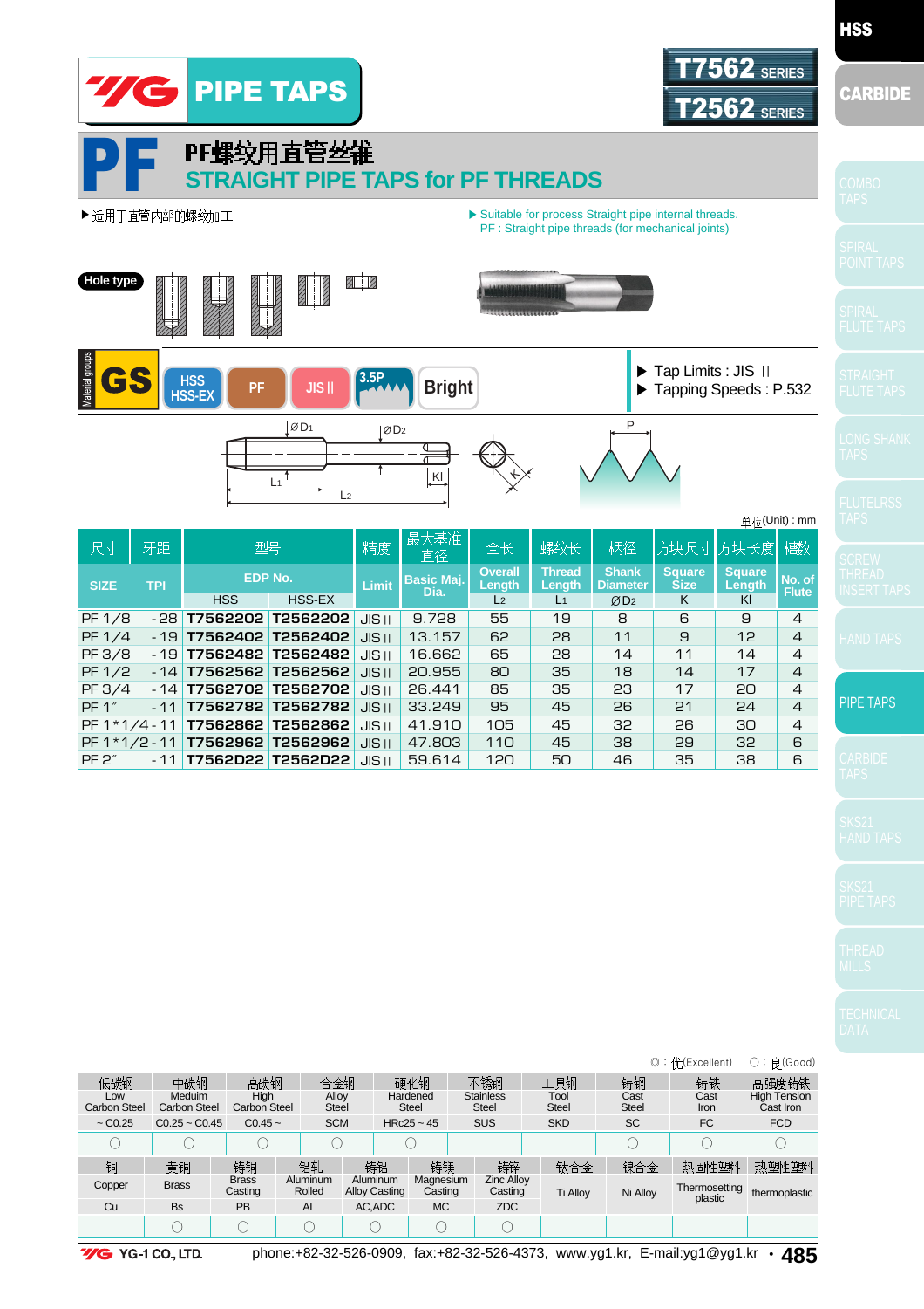# YG PIPE TAPS

**T7562 SERIES**
**T2562 SERIES**

## PF PF螺纹用直管丝锥
## STRAIGHT PIPE TAPS for PF THREADS

▶适用于直管内部的螺纹加工

▶ Suitable for process Straight pipe internal threads.
PF : Straight pipe threads (for mechanical joints)

Hole type

Material groups: GS | HSS HSS-EX | PF | JIS II | 3.5P | Bright

▶ Tap Limits : JIS II
▶ Tapping Speeds : P.532

单位(Unit) : mm

| 尺寸 SIZE | 牙距 TPI | 型号 EDP No. HSS | 型号 EDP No. HSS-EX | 精度 Limit | 最大基准直径 Basic Maj. Dia. | 全长 Overall Length L2 | 螺纹长 Thread Length L1 | 柄径 Shank Diameter ØD2 | 方块尺寸 Square Size K | 方块长度 Square Length Kl | 槽数 No. of Flute |
|---|---|---|---|---|---|---|---|---|---|---|---|
| PF 1/8 | -28 | T7562202 | T2562202 | JIS II | 9.728 | 55 | 19 | 8 | 6 | 9 | 4 |
| PF 1/4 | -19 | T7562402 | T2562402 | JIS II | 13.157 | 62 | 28 | 11 | 9 | 12 | 4 |
| PF 3/8 | -19 | T7562482 | T2562482 | JIS II | 16.662 | 65 | 28 | 14 | 11 | 14 | 4 |
| PF 1/2 | -14 | T7562562 | T2562562 | JIS II | 20.955 | 80 | 35 | 18 | 14 | 17 | 4 |
| PF 3/4 | -14 | T7562702 | T2562702 | JIS II | 26.441 | 85 | 35 | 23 | 17 | 20 | 4 |
| PF 1" | -11 | T7562782 | T2562782 | JIS II | 33.249 | 95 | 45 | 26 | 21 | 24 | 4 |
| PF 1*1/4 | -11 | T7562862 | T2562862 | JIS II | 41.910 | 105 | 45 | 32 | 26 | 30 | 4 |
| PF 1*1/2 | -11 | T7562962 | T2562962 | JIS II | 47.803 | 110 | 45 | 38 | 29 | 32 | 6 |
| PF 2" | -11 | T7562D22 | T2562D22 | JIS II | 59.614 | 120 | 50 | 46 | 35 | 38 | 6 |

◎ : 优(Excellent)　○ : 良(Good)

| 低碳钢 Low Carbon Steel | 中碳钢 Meduim Carbon Steel | 高碳钢 High Carbon Steel | 合金钢 Alloy Steel | 硬化钢 Hardened Steel | 不锈钢 Stainless Steel | 工具钢 Tool Steel | 铸钢 Cast Steel | 铸铁 Cast Iron | 高强度铸铁 High Tension Cast Iron |
|---|---|---|---|---|---|---|---|---|---|
| ~ C0.25 | C0.25 ~ C0.45 | C0.45 ~ | SCM | HRc25 ~ 45 | SUS | SKD | SC | FC | FCD |
| ○ | ○ | ○ | ○ | ○ | | | ○ | ○ | ○ |

| 铜 Copper | 黄铜 Brass | 铸铜 Brass Casting | 铝轧 Aluminum Rolled | 铸铝 Aluminum Alloy Casting | 铸镁 Magnesium Casting | 铸锌 Zinc Alloy Casting | 钛合金 Ti Alloy | 镍合金 Ni Alloy | 热固性塑料 Thermosetting plastic | 热塑性塑料 thermoplastic |
|---|---|---|---|---|---|---|---|---|---|---|
| Cu | Bs | PB | AL | AC,ADC | MC | ZDC | | | | |
| | ○ | ○ | ○ | ○ | ○ | ○ | | | | |

YG-1 CO., LTD. phone:+82-32-526-0909, fax:+82-32-526-4373, www.yg1.kr, E-mail:yg1@yg1.kr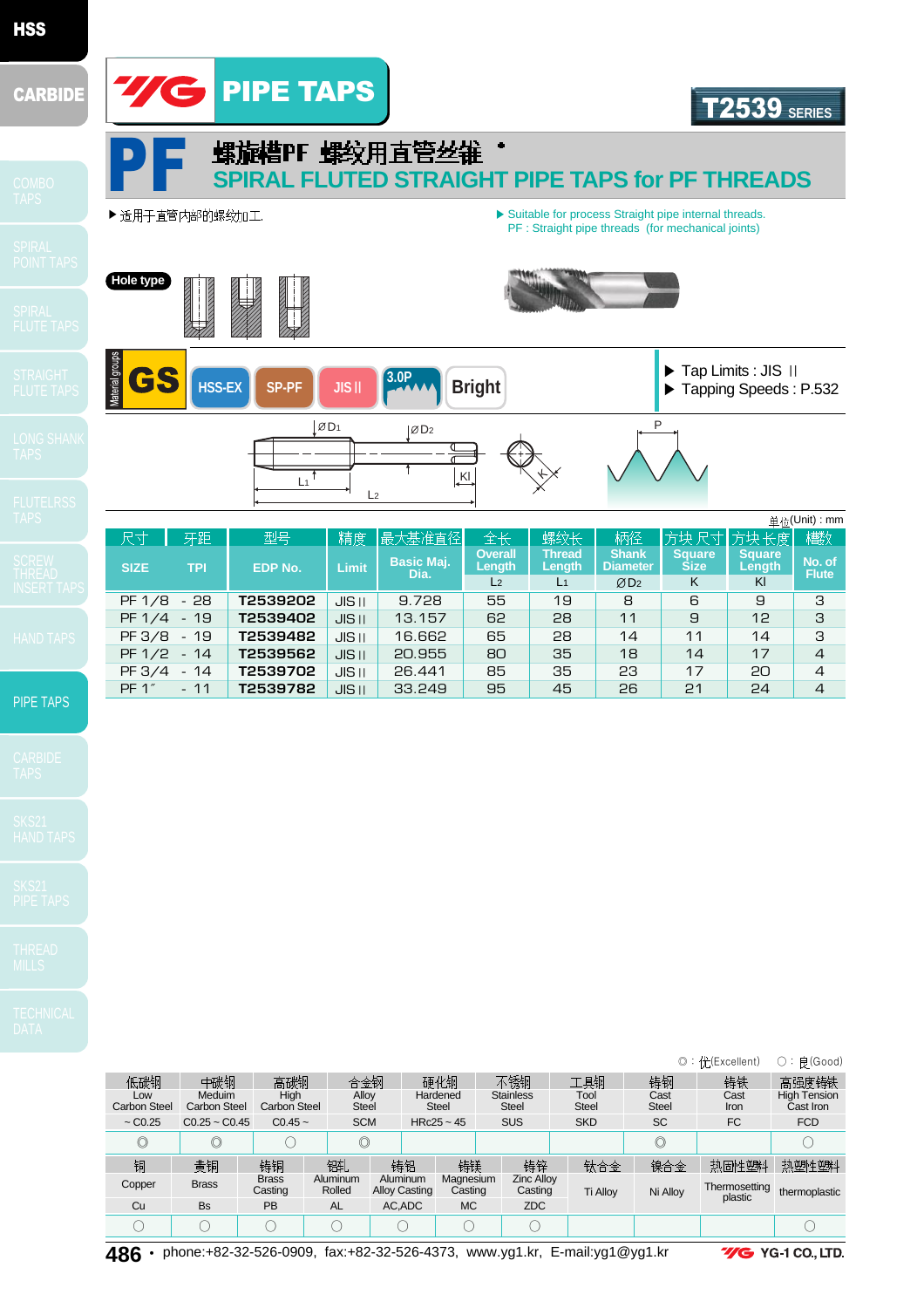# PIPE TAPS

**T2539 SERIES**

## PF 螺旋槽PF 螺纹用直管丝锥

## SPIRAL FLUTED STRAIGHT PIPE TAPS for PF THREADS

▶适用于直管内部的螺纹加工.

▶ Suitable for process Straight pipe internal threads.
PF : Straight pipe threads (for mechanical joints)

Hole type

Material groups: GS | HSS-EX | SP-PF | JIS II | 3.0P | Bright

▶ Tap Limits : JIS II
▶ Tapping Speeds : P.532

单位(Unit) : mm

| 尺寸 SIZE | 牙距 TPI | 型号 EDP No. | 精度 Limit | 最大基准直径 Basic Maj. Dia. | 全长 Overall Length L2 | 螺纹长 Thread Length L1 | 柄径 Shank Diameter ØD2 | 方块尺寸 Square Size K | 方块长度 Square Length Kl | 槽数 No. of Flute |
|---|---|---|---|---|---|---|---|---|---|---|
| PF 1/8 | - 28 | T2539202 | JIS II | 9.728 | 55 | 19 | 8 | 6 | 9 | 3 |
| PF 1/4 | - 19 | T2539402 | JIS II | 13.157 | 62 | 28 | 11 | 9 | 12 | 3 |
| PF 3/8 | - 19 | T2539482 | JIS II | 16.662 | 65 | 28 | 14 | 11 | 14 | 3 |
| PF 1/2 | - 14 | T2539562 | JIS II | 20.955 | 80 | 35 | 18 | 14 | 17 | 4 |
| PF 3/4 | - 14 | T2539702 | JIS II | 26.441 | 85 | 35 | 23 | 17 | 20 | 4 |
| PF 1˝ | - 11 | T2539782 | JIS II | 33.249 | 95 | 45 | 26 | 21 | 24 | 4 |

◎ : 优(Excellent)　○ : 良(Good)

| 低碳钢 Low Carbon Steel | 中碳钢 Meduim Carbon Steel | 高碳钢 High Carbon Steel | 合金钢 Alloy Steel | 硬化钢 Hardened Steel | 不锈钢 Stainless Steel | 工具钢 Tool Steel | 铸钢 Cast Steel | 铸铁 Cast Iron | 高强度铸铁 High Tension Cast Iron |
|---|---|---|---|---|---|---|---|---|---|
| ~ C0.25 | C0.25 ~ C0.45 | C0.45 ~ | SCM | HRc25 ~ 45 | SUS | SKD | SC | FC | FCD |
| ◎ | ◎ | ○ | ◎ | | | | ◎ | | ○ |

| 铜 Copper | 黄铜 Brass | 铸铜 Brass Casting | 铝乳 Aluminum Rolled | 铸铝 Aluminum Alloy Casting | 铸镁 Magnesium Casting | 铸锌 Zinc Alloy Casting | 钛合金 Ti Alloy | 镍合金 Ni Alloy | 热固性塑料 Thermosetting plastic | 热塑性塑料 thermoplastic |
|---|---|---|---|---|---|---|---|---|---|---|
| Cu | Bs | PB | AL | AC,ADC | MC | ZDC | | | | |
| ○ | ○ | ○ | ○ | ○ | ○ | ○ | | | | ○ |

phone:+82-32-526-0909, fax:+82-32-526-4373, www.yg1.kr, E-mail:yg1@yg1.kr　YG-1 CO., LTD.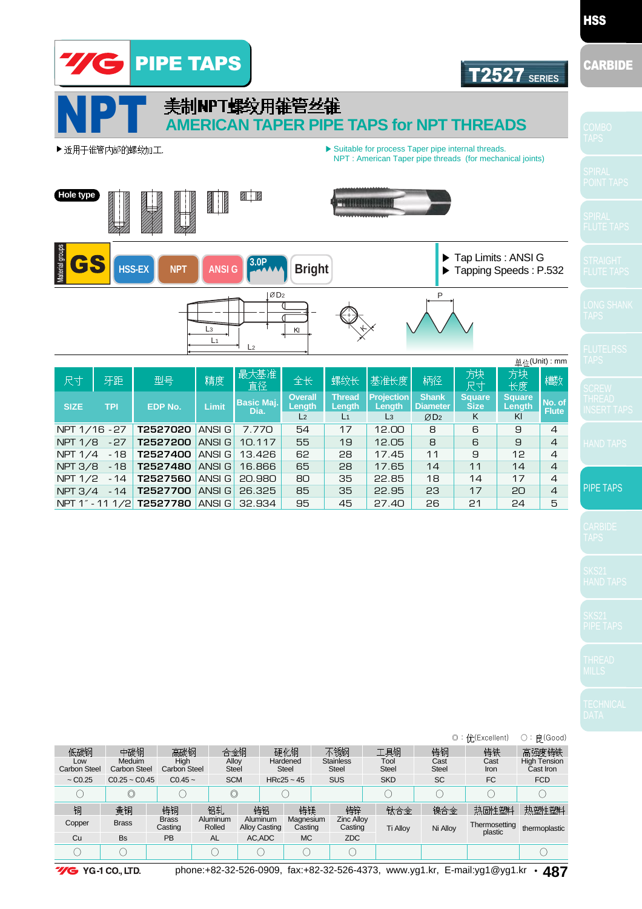# YG PIPE TAPS

**T2527 SERIES**

# NPT 美制NPT螺纹用锥管丝锥
## AMERICAN TAPER PIPE TAPS for NPT THREADS

▶适用于锥管内部的螺纹加工.

▶ Suitable for process Taper pipe internal threads.
NPT : American Taper pipe threads (for mechanical joints)

Hole type

Material groups: GS | HSS-EX | NPT | ANSI G | 3.0P | Bright

▶ Tap Limits : ANSI G
▶ Tapping Speeds : P.532

单位(Unit) : mm

| 尺寸 SIZE | 牙距 TPI | 型号 EDP No. | 精度 Limit | 最大基准直径 Basic Maj. Dia. | 全长 Overall Length $L_2$ | 螺纹长 Thread Length $L_1$ | 基准长度 Projection Length $L_3$ | 柄径 Shank Diameter ØD2 | 方块尺寸 Square Size K | 方块长度 Square Length Kl | 槽数 No. of Flute |
|---|---|---|---|---|---|---|---|---|---|---|---|
| NPT 1/16 | -27 | **T2527020** | ANSI G | 7.770 | 54 | 17 | 12.00 | 8 | 6 | 9 | 4 |
| NPT 1/8 | -27 | **T2527200** | ANSI G | 10.117 | 55 | 19 | 12.05 | 8 | 6 | 9 | 4 |
| NPT 1/4 | -18 | **T2527400** | ANSI G | 13.426 | 62 | 28 | 17.45 | 11 | 9 | 12 | 4 |
| NPT 3/8 | -18 | **T2527480** | ANSI G | 16.866 | 65 | 28 | 17.65 | 14 | 11 | 14 | 4 |
| NPT 1/2 | -14 | **T2527560** | ANSI G | 20.980 | 80 | 35 | 22.85 | 18 | 14 | 17 | 4 |
| NPT 3/4 | -14 | **T2527700** | ANSI G | 26.325 | 85 | 35 | 22.95 | 23 | 17 | 20 | 4 |
| NPT 1″ | - 11 1/2 | **T2527780** | ANSI G | 32.934 | 95 | 45 | 27.40 | 26 | 21 | 24 | 5 |

◎ : 优(Excellent)　○ : 良(Good)

| 低碳钢 Low Carbon Steel | 中碳钢 Meduim Carbon Steel | 高碳钢 High Carbon Steel | 合金钢 Alloy Steel | 硬化钢 Hardened Steel | 不锈钢 Stainless Steel | 工具钢 Tool Steel | 铸钢 Cast Steel | 铸铁 Cast Iron | 高强度铸铁 High Tension Cast Iron |
|---|---|---|---|---|---|---|---|---|---|
| ~ C0.25 | C0.25 ~ C0.45 | C0.45 ~ | SCM | HRc25 ~ 45 | SUS | SKD | SC | FC | FCD |
| ○ | ◎ | ○ | ◎ | ○ | | ○ | ○ | ○ | ○ |

| 铜 Copper | 黄铜 Brass | 铸铜 Brass Casting | 铝乱 Aluminum Rolled | 铸铝 Aluminum Alloy Casting | 铸镁 Magnesium Casting | 铸锌 Zinc Alloy Casting | 钛合金 Ti Alloy | 镍合金 Ni Alloy | 热固性塑料 Thermosetting plastic | 热塑性塑料 thermoplastic |
|---|---|---|---|---|---|---|---|---|---|---|
| Cu | Bs | PB | AL | AC,ADC | MC | ZDC | | | | |
| ○ | ○ | | ○ | ○ | ○ | ○ | | | | ○ |

YG-1 CO., LTD. phone:+82-32-526-0909, fax:+82-32-526-4373, www.yg1.kr, E-mail:yg1@yg1.kr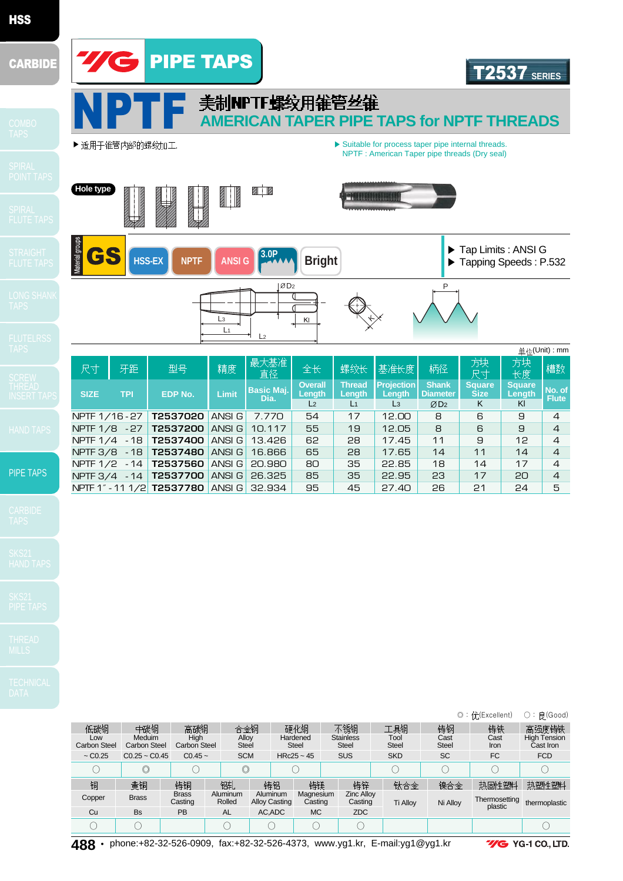# YG PIPE TAPS

T2537 SERIES

# NPTF 美制NPTF螺纹用锥管丝锥

## AMERICAN TAPER PIPE TAPS for NPTF THREADS

▶ 适用于锥管内部的螺纹加工.

▶ Suitable for process taper pipe internal threads.
NPTF : American Taper pipe threads (Dry seal)

Hole type

Material groups GS | HSS-EX | NPTF | ANSI G | 3.0P | Bright

▶ Tap Limits : ANSI G
▶ Tapping Speeds : P.532

ØD2, L3, L1, L2, Kl, K, P

单位(Unit) : mm

| 尺寸 SIZE | 牙距 TPI | 型号 EDP No. | 精度 Limit | 最大基准直径 Basic Maj. Dia. | 全长 Overall Length L2 | 螺纹长 Thread Length L1 | 基准长度 Projection Length L3 | 柄径 Shank Diameter ØD2 | 方块尺寸 Square Size K | 方块长度 Square Length Kl | 槽数 No. of Flute |
|---|---|---|---|---|---|---|---|---|---|---|---|
| NPTF 1/16 | -27 | T2537020 | ANSI G | 7.770 | 54 | 17 | 12.00 | 8 | 6 | 9 | 4 |
| NPTF 1/8 | -27 | T2537200 | ANSI G | 10.117 | 55 | 19 | 12.05 | 8 | 6 | 9 | 4 |
| NPTF 1/4 | -18 | T2537400 | ANSI G | 13.426 | 62 | 28 | 17.45 | 11 | 9 | 12 | 4 |
| NPTF 3/8 | -18 | T2537480 | ANSI G | 16.866 | 65 | 28 | 17.65 | 14 | 11 | 14 | 4 |
| NPTF 1/2 | -14 | T2537560 | ANSI G | 20.980 | 80 | 35 | 22.85 | 18 | 14 | 17 | 4 |
| NPTF 3/4 | -14 | T2537700 | ANSI G | 26.325 | 85 | 35 | 22.95 | 23 | 17 | 20 | 4 |
| NPTF 1" | -11 1/2 | T2537780 | ANSI G | 32.934 | 95 | 45 | 27.40 | 26 | 21 | 24 | 5 |

◎ : 优(Excellent)  ○ : 良(Good)

| 低碳钢 Low Carbon Steel | 中碳钢 Meduim Carbon Steel | 高碳钢 High Carbon Steel | 合金钢 Alloy Steel | 硬化钢 Hardened Steel | 不锈钢 Stainless Steel | 工具钢 Tool Steel | 铸钢 Cast Steel | 铸铁 Cast Iron | 高强度铸铁 High Tension Cast Iron |
|---|---|---|---|---|---|---|---|---|---|
| ~ C0.25 | C0.25 ~ C0.45 | C0.45 ~ | SCM | HRc25 ~ 45 | SUS | SKD | SC | FC | FCD |
| ○ | ◎ | ○ | ◎ | ○ | | ○ | ○ | ○ | ○ |

| 铜 Copper | 黄铜 Brass | 铸铜 Brass Casting | 铝轧 Aluminum Rolled | 铸铝 Aluminum Alloy Casting | 铸镁 Magnesium Casting | 铸锌 Zinc Alloy Casting | 钛合金 Ti Alloy | 镍合金 Ni Alloy | 热固性塑料 Thermosetting plastic | 热塑性塑料 thermoplastic |
|---|---|---|---|---|---|---|---|---|---|---|
| Cu | Bs | PB | AL | AC,ADC | MC | ZDC | | | | |
| ○ | ○ | | ○ | ○ | ○ | ○ | | | | ○ |

phone:+82-32-526-0909, fax:+82-32-526-4373, www.yg1.kr, E-mail:yg1@yg1.kr  YG-1 CO., LTD.